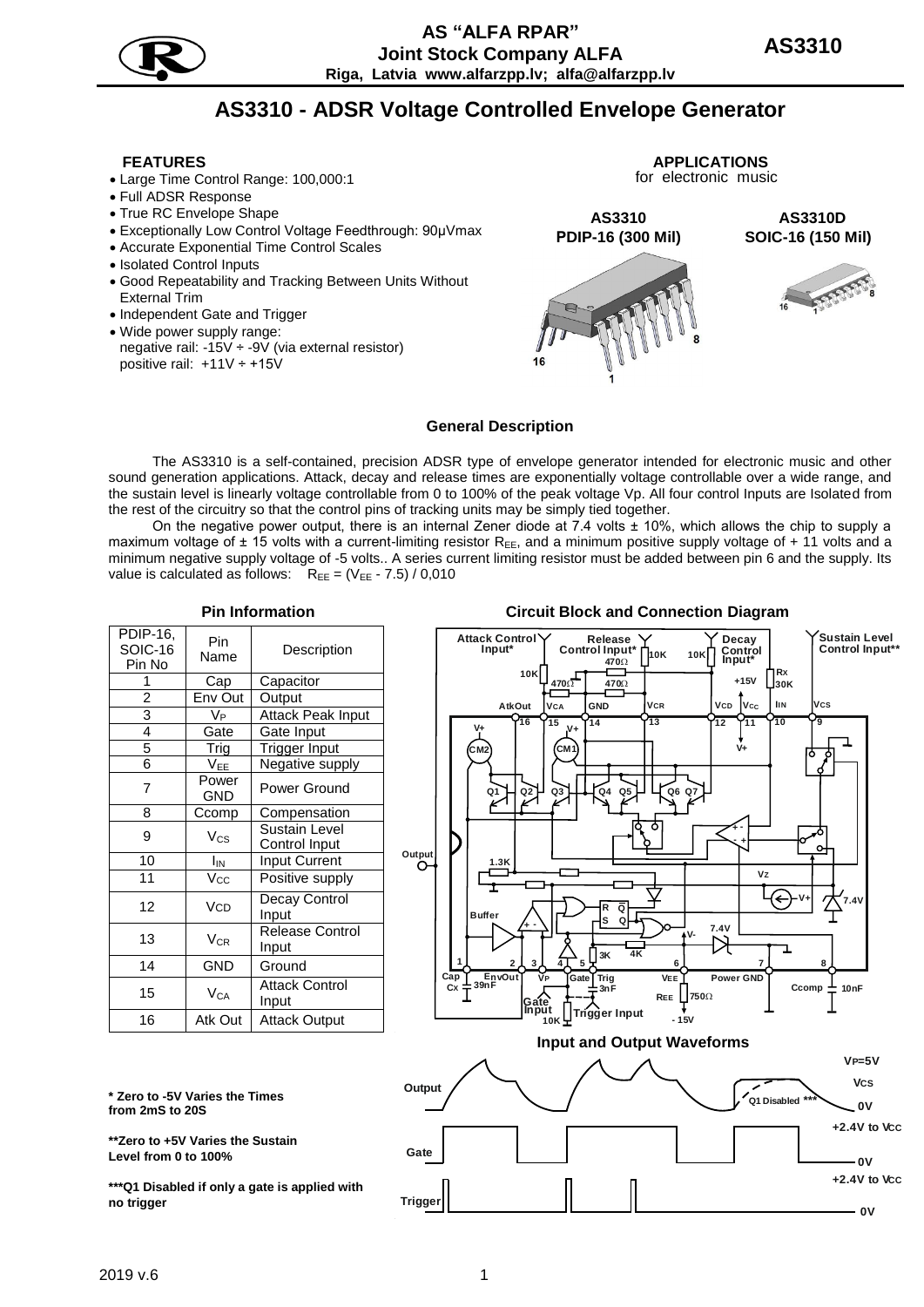# AS3310 - ADSR Voltage Controlled Envelope Generator

AS "ALFA RPAR"
Joint Stock Company ALFA
Riga, Latvia www.alfarzpp.lv; alfa@alfarzpp.lv

### FEATURES

- Large Time Control Range: 100,000:1
- Full ADSR Response
- True RC Envelope Shape
- Exceptionally Low Control Voltage Feedthrough: 90μVmax
- Accurate Exponential Time Control Scales
- Isolated Control Inputs
- Good Repeatability and Tracking Between Units Without External Trim
- Independent Gate and Trigger
- Wide power supply range:
  negative rail: -15V ÷ -9V (via external resistor)
  positive rail: +11V ÷ +15V

### APPLICATIONS

for electronic music

**AS3310** PDIP-16 (300 Mil)

**AS3310D** SOIC-16 (150 Mil)

## General Description

The AS3310 is a self-contained, precision ADSR type of envelope generator intended for electronic music and other sound generation applications. Attack, decay and release times are exponentially voltage controllable over a wide range, and the sustain level is linearly voltage controllable from 0 to 100% of the peak voltage Vp. All four control Inputs are Isolated from the rest of the circuitry so that the control pins of tracking units may be simply tied together.

On the negative power output, there is an internal Zener diode at 7.4 volts ± 10%, which allows the chip to supply a maximum voltage of ± 15 volts with a current-limiting resistor $R_{EE}$, and a minimum positive supply voltage of + 11 volts and a minimum negative supply voltage of -5 volts.. A series current limiting resistor must be added between pin 6 and the supply. Its value is calculated as follows: $R_{EE} = (V_{EE} - 7.5) / 0,010$

### Pin Information

| PDIP-16, SOIC-16 Pin No | Pin Name | Description |
|---|---|---|
| 1 | Cap | Capacitor |
| 2 | Env Out | Output |
| 3 | $V_P$ | Attack Peak Input |
| 4 | Gate | Gate Input |
| 5 | Trig | Trigger Input |
| 6 | $V_{EE}$ | Negative supply |
| 7 | Power GND | Power Ground |
| 8 | Ccomp | Compensation |
| 9 | $V_{CS}$ | Sustain Level Control Input |
| 10 | $I_{IN}$ | Input Current |
| 11 | $V_{CC}$ | Positive supply |
| 12 | $V_{CD}$ | Decay Control Input |
| 13 | $V_{CR}$ | Release Control Input |
| 14 | GND | Ground |
| 15 | $V_{CA}$ | Attack Control Input |
| 16 | Atk Out | Attack Output |

### Circuit Block and Connection Diagram

### Input and Output Waveforms

\* Zero to -5V Varies the Times from 2mS to 20S

\*\*Zero to +5V Varies the Sustain Level from 0 to 100%

\*\*\*Q1 Disabled if only a gate is applied with no trigger

2019 v.6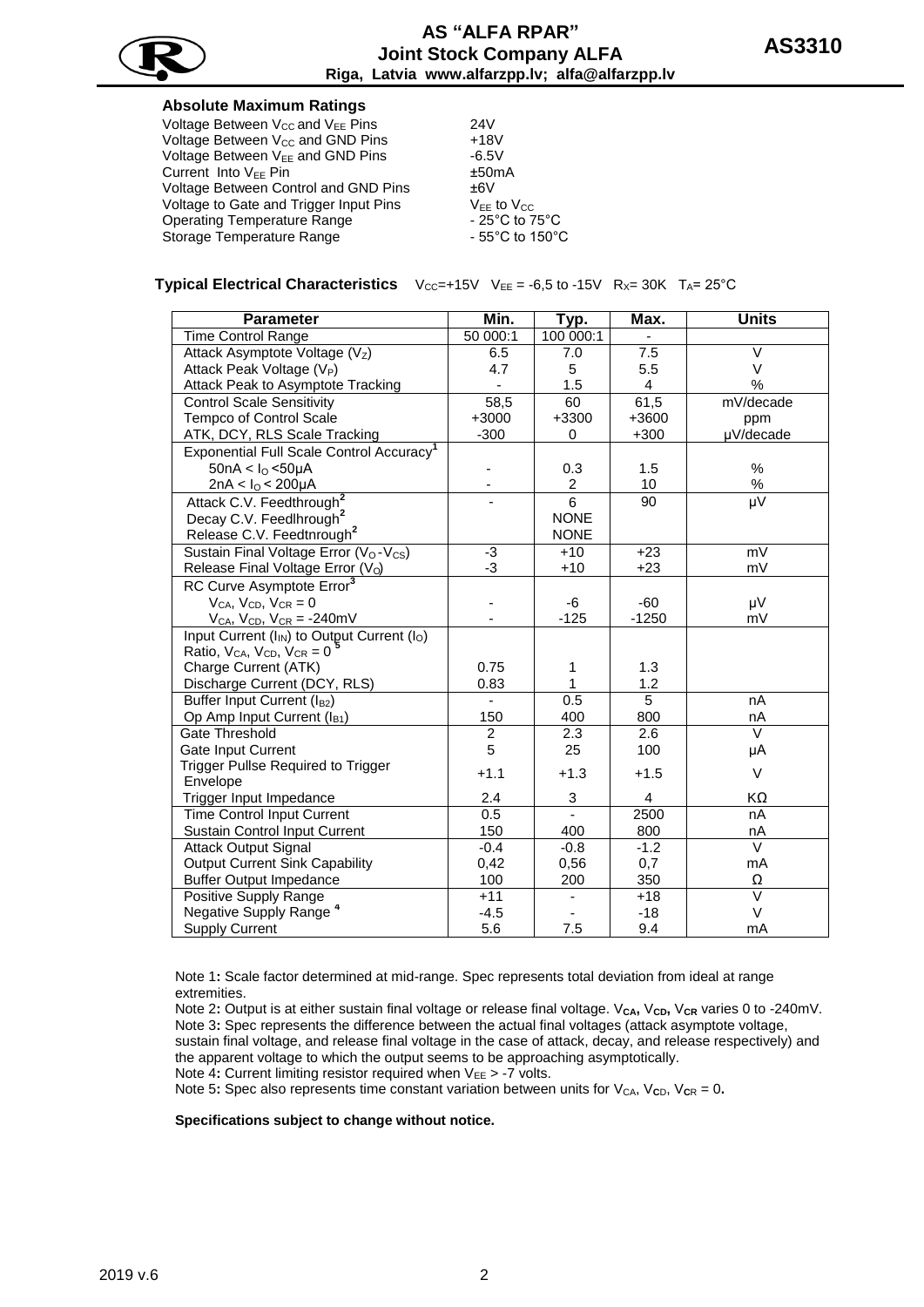## Absolute Maximum Ratings

| | |
|---|---|
| Voltage Between $V_{CC}$ and $V_{EE}$ Pins | 24V |
| Voltage Between $V_{CC}$ and GND Pins | +18V |
| Voltage Between $V_{EE}$ and GND Pins | -6.5V |
| Current Into $V_{EE}$ Pin | ±50mA |
| Voltage Between Control and GND Pins | ±6V |
| Voltage to Gate and Trigger Input Pins | $V_{EE}$ to $V_{CC}$ |
| Operating Temperature Range | - 25°C to 75°C |
| Storage Temperature Range | - 55°C to 150°C |

**Typical Electrical Characteristics** $V_{CC}$=+15V $V_{EE}$ = -6,5 to -15V $R_X$= 30K $T_A$= 25°C

| Parameter | Min. | Typ. | Max. | Units |
|---|---|---|---|---|
| Time Control Range | 50 000:1 | 100 000:1 | - | |
| Attack Asymptote Voltage ($V_Z$) | 6.5 | 7.0 | 7.5 | V |
| Attack Peak Voltage ($V_P$) | 4.7 | 5 | 5.5 | V |
| Attack Peak to Asymptote Tracking | - | 1.5 | 4 | % |
| Control Scale Sensitivity | 58,5 | 60 | 61,5 | mV/decade |
| Tempco of Control Scale | +3000 | +3300 | +3600 | ppm |
| ATK, DCY, RLS Scale Tracking | -300 | 0 | +300 | µV/decade |
| Exponential Full Scale Control Accuracy[1] | | | | |
| $50nA < I_O < 50µA$ | - | 0.3 | 1.5 | % |
| $2nA < I_O < 200µA$ | - | 2 | 10 | % |
| Attack C.V. Feedthrough[2] | - | 6 | 90 | µV |
| Decay C.V. Feedlhrough[2] | | NONE | | |
| Release C.V. Feedtnrough[2] | | NONE | | |
| Sustain Final Voltage Error ($V_O$-$V_{CS}$) | -3 | +10 | +23 | mV |
| Release Final Voltage Error ($V_O$) | -3 | +10 | +23 | mV |
| RC Curve Asymptote Error[3] | | | | |
| $V_{CA}$, $V_{CD}$, $V_{CR}$ = 0 | - | -6 | -60 | µV |
| $V_{CA}$, $V_{CD}$, $V_{CR}$ = -240mV | - | -125 | -1250 | mV |
| Input Current ($I_{IN}$) to Output Current ($I_O$) Ratio, $V_{CA}$, $V_{CD}$, $V_{CR}$ = 0[5] | | | | |
| Charge Current (ATK) | 0.75 | 1 | 1.3 | |
| Discharge Current (DCY, RLS) | 0.83 | 1 | 1.2 | |
| Buffer Input Current ($I_{B2}$) | - | 0.5 | 5 | nA |
| Op Amp Input Current ($I_{B1}$) | 150 | 400 | 800 | nA |
| Gate Threshold | 2 | 2.3 | 2.6 | V |
| Gate Input Current | 5 | 25 | 100 | µA |
| Trigger Pullse Required to Trigger Envelope | +1.1 | +1.3 | +1.5 | V |
| Trigger Input Impedance | 2.4 | 3 | 4 | KΩ |
| Time Control Input Current | 0.5 | - | 2500 | nA |
| Sustain Control Input Current | 150 | 400 | 800 | nA |
| Attack Output Signal | -0.4 | -0.8 | -1.2 | V |
| Output Current Sink Capability | 0,42 | 0,56 | 0,7 | mA |
| Buffer Output Impedance | 100 | 200 | 350 | Ω |
| Positive Supply Range | +11 | - | +18 | V |
| Negative Supply Range[4] | -4.5 | - | -18 | V |
| Supply Current | 5.6 | 7.5 | 9.4 | mA |

Note 1**:** Scale factor determined at mid-range. Spec represents total deviation from ideal at range extremities.

Note 2**:** Output is at either sustain final voltage or release final voltage. $V_{CA}$, $V_{CD}$, $V_{CR}$ varies 0 to -240mV.

Note 3**:** Spec represents the difference between the actual final voltages (attack asymptote voltage, sustain final voltage, and release final voltage in the case of attack, decay, and release respectively) and the apparent voltage to which the output seems to be approaching asymptotically.

Note 4**:** Current limiting resistor required when $V_{EE}$ > -7 volts.

Note 5**:** Spec also represents time constant variation between units for $V_{CA}$, $V_{CD}$, $V_{CR}$ = 0**.**

**Specifications subject to change without notice.**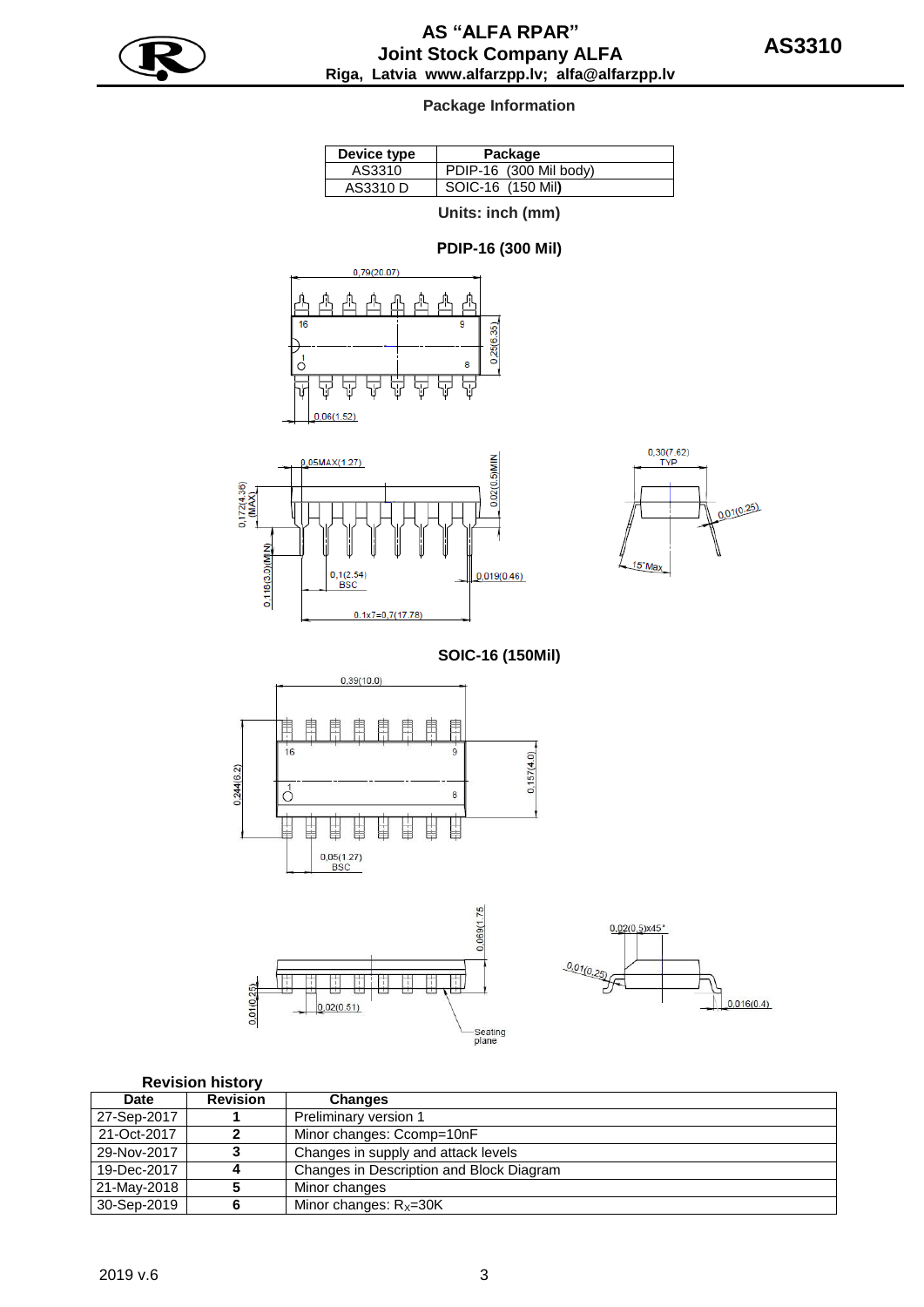## Package Information

| Device type | Package |
| --- | --- |
| AS3310 | PDIP-16 (300 Mil body) |
| AS3310 D | SOIC-16 (150 Mil**)** |

**Units: inch (mm)**

### PDIP-16 (300 Mil)

0,79(20.07)

16

9

1

8

0,25(6.35)

0,06(1.52)

0,05MAX(1.27)

0,172(4.36) (MAX)

0,118(3.0)(MIN)

0,02(0.5)MIN

0,1(2.54) BSC

0,019(0.46)

0.1x7=0,7(17.78)

0,30(7.62) TYP

0,01(0.25)

15°Max

### SOIC-16 (150Mil)

0,39(10.0)

16

9

1

8

0,244(6.2)

0,157(4.0)

0,05(1.27) BSC

0,069(1.75)

0,01(0.25)

0,02(0.51)

Seating plane

0,02(0.5)x45°

0,01(0,25)

0,016(0.4)

### Revision history

| Date | Revision | Changes |
| --- | --- | --- |
| 27-Sep-2017 | **1** | Preliminary version 1 |
| 21-Oct-2017 | **2** | Minor changes: Ccomp=10nF |
| 29-Nov-2017 | **3** | Changes in supply and attack levels |
| 19-Dec-2017 | **4** | Changes in Description and Block Diagram |
| 21-May-2018 | **5** | Minor changes |
| 30-Sep-2019 | **6** | Minor changes: $R_X$=30K |

2019 v.6